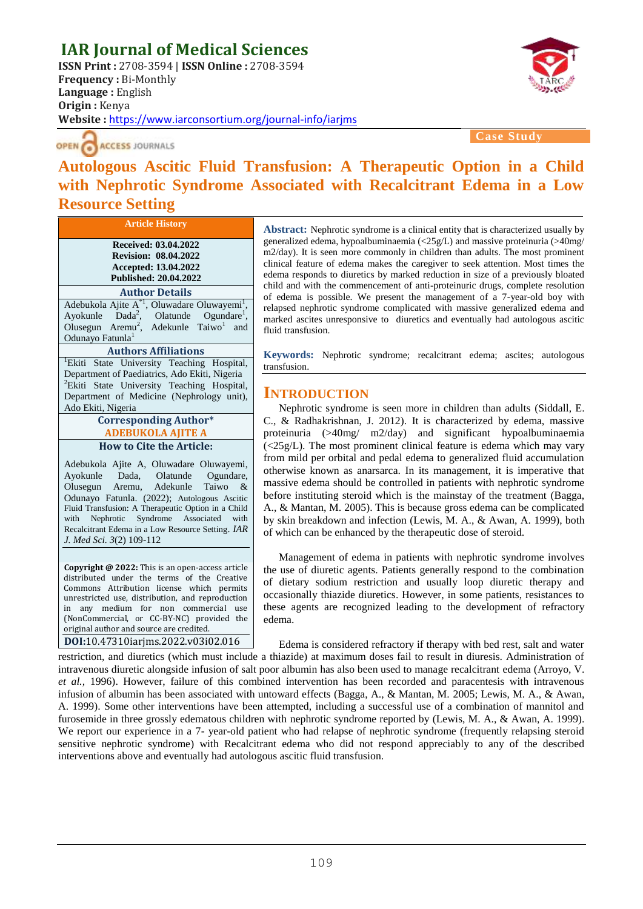# IAR Journal of Medical Sciences

**ISSN Print :** 2708-3594 | **ISSN Online :** 2708-3594
**Frequency :** Bi-Monthly
**Language :** English
**Origin :** Kenya
**Website :** https://www.iarconsortium.org/journal-info/iarjms

OPEN ACCESS JOURNALS

Case Study

# Autologous Ascitic Fluid Transfusion: A Therapeutic Option in a Child with Nephrotic Syndrome Associated with Recalcitrant Edema in a Low Resource Setting

**Article History**

**Received: 03.04.2022**
**Revision: 08.04.2022**
**Accepted: 13.04.2022**
**Published: 20.04.2022**

**Author Details**

Adebukola Ajite A[*1], Oluwadare Oluwayemi[1], Ayokunle Dada[2], Olatunde Ogundare[1], Olusegun Aremu[2], Adekunle Taiwo[1] and Odunayo Fatunla[1]

**Authors Affiliations**

[1]Ekiti State University Teaching Hospital, Department of Paediatrics, Ado Ekiti, Nigeria
[2]Ekiti State University Teaching Hospital, Department of Medicine (Nephrology unit), Ado Ekiti, Nigeria

**Corresponding Author***

**ADEBUKOLA AJITE A**

**How to Cite the Article:**

Adebukola Ajite A, Oluwadare Oluwayemi, Ayokunle Dada, Olatunde Ogundare, Olusegun Aremu, Adekunle Taiwo & Odunayo Fatunla. (2022); Autologous Ascitic Fluid Transfusion: A Therapeutic Option in a Child with Nephrotic Syndrome Associated with Recalcitrant Edema in a Low Resource Setting. *IAR J. Med Sci. 3*(2) 109-112

**Copyright @ 2022:** This is an open-access article distributed under the terms of the Creative Commons Attribution license which permits unrestricted use, distribution, and reproduction in any medium for non commercial use (NonCommercial, or CC-BY-NC) provided the original author and source are credited.

**DOI:**10.47310iarjms.2022.v03i02.016

**Abstract:** Nephrotic syndrome is a clinical entity that is characterized usually by generalized edema, hypoalbuminaemia (<25g/L) and massive proteinuria (>40mg/ m2/day). It is seen more commonly in children than adults. The most prominent clinical feature of edema makes the caregiver to seek attention. Most times the edema responds to diuretics by marked reduction in size of a previously bloated child and with the commencement of anti-proteinuric drugs, complete resolution of edema is possible. We present the management of a 7-year-old boy with relapsed nephrotic syndrome complicated with massive generalized edema and marked ascites unresponsive to diuretics and eventually had autologous ascitic fluid transfusion.

**Keywords:** Nephrotic syndrome; recalcitrant edema; ascites; autologous transfusion.

## INTRODUCTION

Nephrotic syndrome is seen more in children than adults (Siddall, E. C., & Radhakrishnan, J. 2012). It is characterized by edema, massive proteinuria (>40mg/ m2/day) and significant hypoalbuminaemia (<25g/L). The most prominent clinical feature is edema which may vary from mild per orbital and pedal edema to generalized fluid accumulation otherwise known as anarsarca. In its management, it is imperative that massive edema should be controlled in patients with nephrotic syndrome before instituting steroid which is the mainstay of the treatment (Bagga, A., & Mantan, M. 2005). This is because gross edema can be complicated by skin breakdown and infection (Lewis, M. A., & Awan, A. 1999), both of which can be enhanced by the therapeutic dose of steroid.

Management of edema in patients with nephrotic syndrome involves the use of diuretic agents. Patients generally respond to the combination of dietary sodium restriction and usually loop diuretic therapy and occasionally thiazide diuretics. However, in some patients, resistances to these agents are recognized leading to the development of refractory edema.

Edema is considered refractory if therapy with bed rest, salt and water restriction, and diuretics (which must include a thiazide) at maximum doses fail to result in diuresis. Administration of intravenous diuretic alongside infusion of salt poor albumin has also been used to manage recalcitrant edema (Arroyo, V. *et al.,* 1996). However, failure of this combined intervention has been recorded and paracentesis with intravenous infusion of albumin has been associated with untoward effects (Bagga, A., & Mantan, M. 2005; Lewis, M. A., & Awan, A. 1999). Some other interventions have been attempted, including a successful use of a combination of mannitol and furosemide in three grossly edematous children with nephrotic syndrome reported by (Lewis, M. A., & Awan, A. 1999). We report our experience in a 7- year-old patient who had relapse of nephrotic syndrome (frequently relapsing steroid sensitive nephrotic syndrome) with Recalcitrant edema who did not respond appreciably to any of the described interventions above and eventually had autologous ascitic fluid transfusion.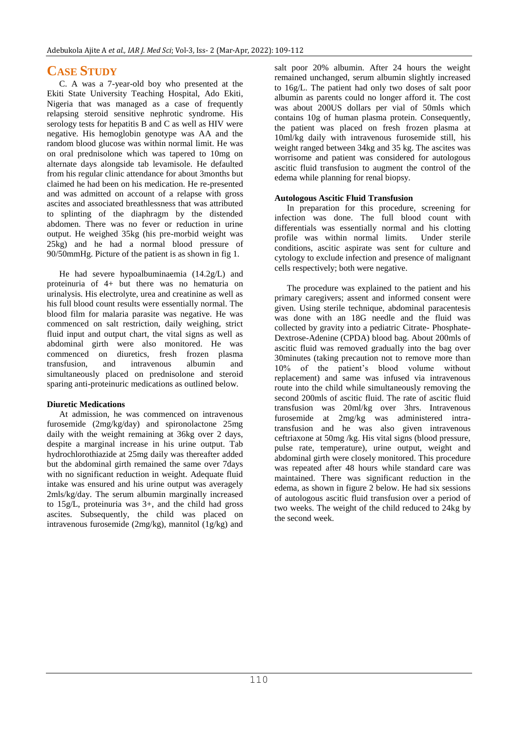# CASE STUDY

C. A was a 7-year-old boy who presented at the Ekiti State University Teaching Hospital, Ado Ekiti, Nigeria that was managed as a case of frequently relapsing steroid sensitive nephrotic syndrome. His serology tests for hepatitis B and C as well as HIV were negative. His hemoglobin genotype was AA and the random blood glucose was within normal limit. He was on oral prednisolone which was tapered to 10mg on alternate days alongside tab levamisole. He defaulted from his regular clinic attendance for about 3months but claimed he had been on his medication. He re-presented and was admitted on account of a relapse with gross ascites and associated breathlessness that was attributed to splinting of the diaphragm by the distended abdomen. There was no fever or reduction in urine output. He weighed 35kg (his pre-morbid weight was 25kg) and he had a normal blood pressure of 90/50mmHg. Picture of the patient is as shown in fig 1.

He had severe hypoalbuminaemia (14.2g/L) and proteinuria of 4+ but there was no hematuria on urinalysis. His electrolyte, urea and creatinine as well as his full blood count results were essentially normal. The blood film for malaria parasite was negative. He was commenced on salt restriction, daily weighing, strict fluid input and output chart, the vital signs as well as abdominal girth were also monitored. He was commenced on diuretics, fresh frozen plasma transfusion, and intravenous albumin and simultaneously placed on prednisolone and steroid sparing anti-proteinuric medications as outlined below.

**Diuretic Medications**

At admission, he was commenced on intravenous furosemide (2mg/kg/day) and spironolactone 25mg daily with the weight remaining at 36kg over 2 days, despite a marginal increase in his urine output. Tab hydrochlorothiazide at 25mg daily was thereafter added but the abdominal girth remained the same over 7days with no significant reduction in weight. Adequate fluid intake was ensured and his urine output was averagely 2mls/kg/day. The serum albumin marginally increased to 15g/L, proteinuria was 3+, and the child had gross ascites. Subsequently, the child was placed on intravenous furosemide (2mg/kg), mannitol (1g/kg) and salt poor 20% albumin. After 24 hours the weight remained unchanged, serum albumin slightly increased to 16g/L. The patient had only two doses of salt poor albumin as parents could no longer afford it. The cost was about 200US dollars per vial of 50mls which contains 10g of human plasma protein. Consequently, the patient was placed on fresh frozen plasma at 10ml/kg daily with intravenous furosemide still, his weight ranged between 34kg and 35 kg. The ascites was worrisome and patient was considered for autologous ascitic fluid transfusion to augment the control of the edema while planning for renal biopsy.

**Autologous Ascitic Fluid Transfusion**

In preparation for this procedure, screening for infection was done. The full blood count with differentials was essentially normal and his clotting profile was within normal limits. Under sterile conditions, ascitic aspirate was sent for culture and cytology to exclude infection and presence of malignant cells respectively; both were negative.

The procedure was explained to the patient and his primary caregivers; assent and informed consent were given. Using sterile technique, abdominal paracentesis was done with an 18G needle and the fluid was collected by gravity into a pediatric Citrate- Phosphate-Dextrose-Adenine (CPDA) blood bag. About 200mls of ascitic fluid was removed gradually into the bag over 30minutes (taking precaution not to remove more than 10% of the patient's blood volume without replacement) and same was infused via intravenous route into the child while simultaneously removing the second 200mls of ascitic fluid. The rate of ascitic fluid transfusion was 20ml/kg over 3hrs. Intravenous furosemide at 2mg/kg was administered intra-transfusion and he was also given intravenous ceftriaxone at 50mg /kg. His vital signs (blood pressure, pulse rate, temperature), urine output, weight and abdominal girth were closely monitored. This procedure was repeated after 48 hours while standard care was maintained. There was significant reduction in the edema, as shown in figure 2 below. He had six sessions of autologous ascitic fluid transfusion over a period of two weeks. The weight of the child reduced to 24kg by the second week.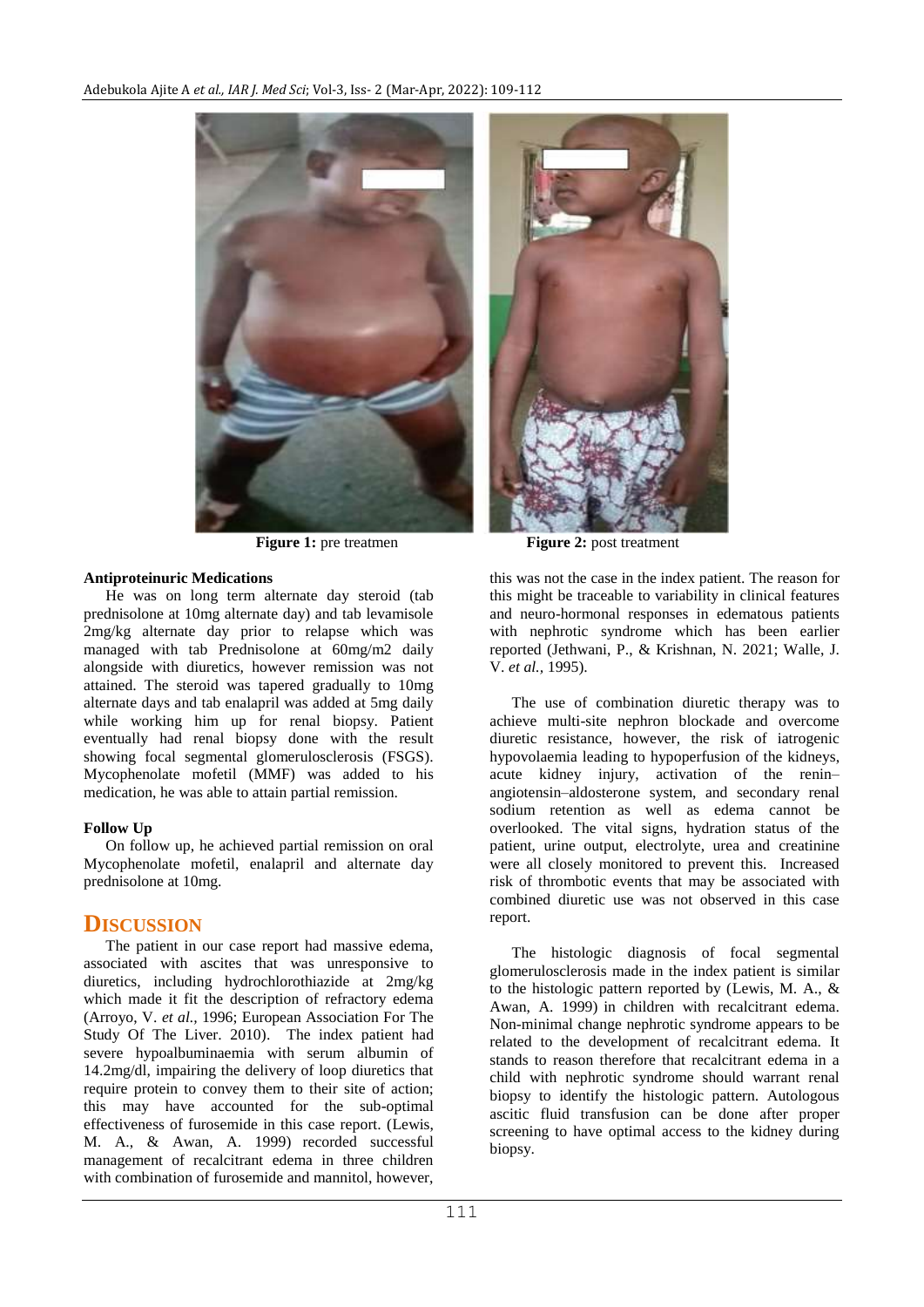**Figure 1:** pre treatmen

**Figure 2:** post treatment

### Antiproteinuric Medications

He was on long term alternate day steroid (tab prednisolone at 10mg alternate day) and tab levamisole 2mg/kg alternate day prior to relapse which was managed with tab Prednisolone at 60mg/m2 daily alongside with diuretics, however remission was not attained. The steroid was tapered gradually to 10mg alternate days and tab enalapril was added at 5mg daily while working him up for renal biopsy. Patient eventually had renal biopsy done with the result showing focal segmental glomerulosclerosis (FSGS). Mycophenolate mofetil (MMF) was added to his medication, he was able to attain partial remission.

### Follow Up

On follow up, he achieved partial remission on oral Mycophenolate mofetil, enalapril and alternate day prednisolone at 10mg.

## DISCUSSION

The patient in our case report had massive edema, associated with ascites that was unresponsive to diuretics, including hydrochlorothiazide at 2mg/kg which made it fit the description of refractory edema (Arroyo, V. *et al.,* 1996; European Association For The Study Of The Liver. 2010). The index patient had severe hypoalbuminaemia with serum albumin of 14.2mg/dl, impairing the delivery of loop diuretics that require protein to convey them to their site of action; this may have accounted for the sub-optimal effectiveness of furosemide in this case report. (Lewis, M. A., & Awan, A. 1999) recorded successful management of recalcitrant edema in three children with combination of furosemide and mannitol, however, this was not the case in the index patient. The reason for this might be traceable to variability in clinical features and neuro-hormonal responses in edematous patients with nephrotic syndrome which has been earlier reported (Jethwani, P., & Krishnan, N. 2021; Walle, J. V. *et al.,* 1995).

The use of combination diuretic therapy was to achieve multi-site nephron blockade and overcome diuretic resistance, however, the risk of iatrogenic hypovolaemia leading to hypoperfusion of the kidneys, acute kidney injury, activation of the renin–angiotensin–aldosterone system, and secondary renal sodium retention as well as edema cannot be overlooked. The vital signs, hydration status of the patient, urine output, electrolyte, urea and creatinine were all closely monitored to prevent this. Increased risk of thrombotic events that may be associated with combined diuretic use was not observed in this case report.

The histologic diagnosis of focal segmental glomerulosclerosis made in the index patient is similar to the histologic pattern reported by (Lewis, M. A., & Awan, A. 1999) in children with recalcitrant edema. Non-minimal change nephrotic syndrome appears to be related to the development of recalcitrant edema. It stands to reason therefore that recalcitrant edema in a child with nephrotic syndrome should warrant renal biopsy to identify the histologic pattern. Autologous ascitic fluid transfusion can be done after proper screening to have optimal access to the kidney during biopsy.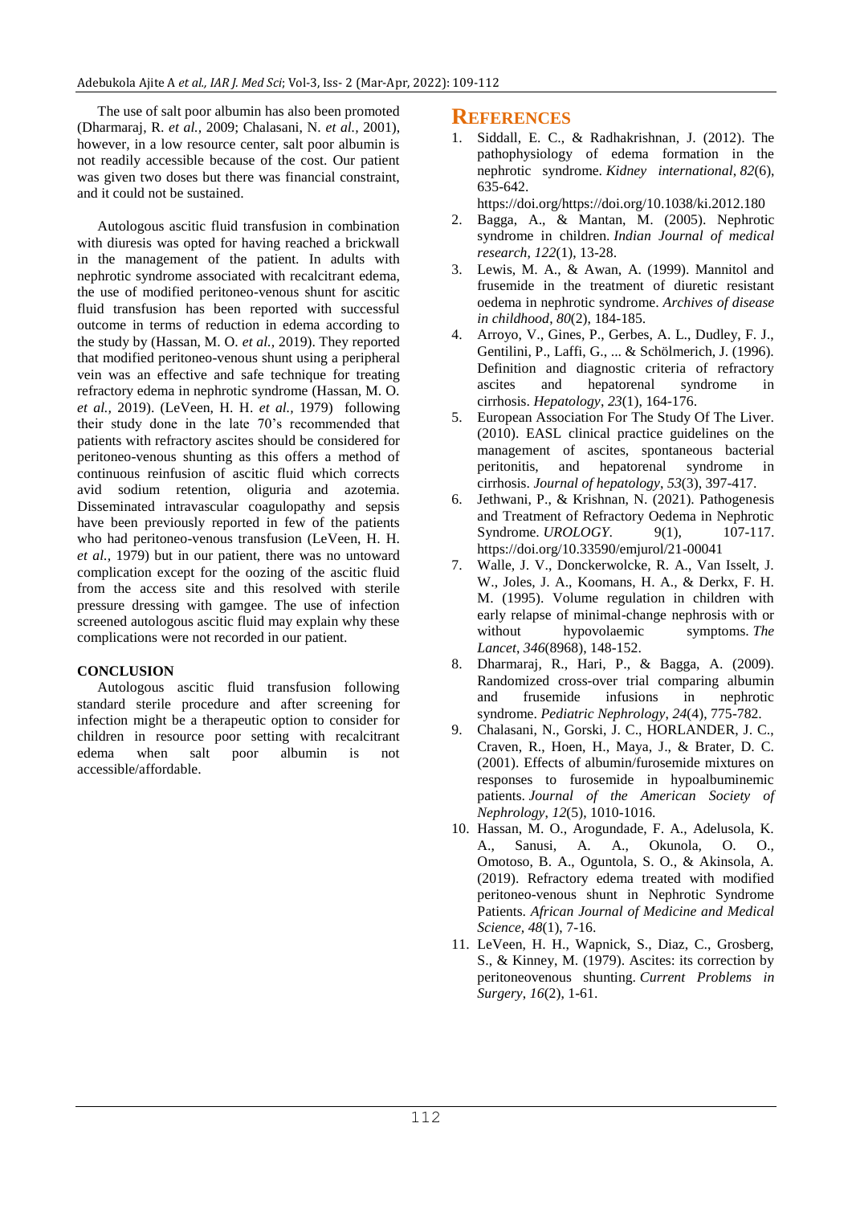The use of salt poor albumin has also been promoted (Dharmaraj, R. *et al.,* 2009; Chalasani, N. *et al.,* 2001), however, in a low resource center, salt poor albumin is not readily accessible because of the cost. Our patient was given two doses but there was financial constraint, and it could not be sustained.

Autologous ascitic fluid transfusion in combination with diuresis was opted for having reached a brickwall in the management of the patient. In adults with nephrotic syndrome associated with recalcitrant edema, the use of modified peritoneo-venous shunt for ascitic fluid transfusion has been reported with successful outcome in terms of reduction in edema according to the study by (Hassan, M. O. *et al.,* 2019). They reported that modified peritoneo-venous shunt using a peripheral vein was an effective and safe technique for treating refractory edema in nephrotic syndrome (Hassan, M. O. *et al.,* 2019). (LeVeen, H. H. *et al.,* 1979) following their study done in the late 70's recommended that patients with refractory ascites should be considered for peritoneo-venous shunting as this offers a method of continuous reinfusion of ascitic fluid which corrects avid sodium retention, oliguria and azotemia. Disseminated intravascular coagulopathy and sepsis have been previously reported in few of the patients who had peritoneo-venous transfusion (LeVeen, H. H. *et al.,* 1979) but in our patient, there was no untoward complication except for the oozing of the ascitic fluid from the access site and this resolved with sterile pressure dressing with gamgee. The use of infection screened autologous ascitic fluid may explain why these complications were not recorded in our patient.

## CONCLUSION

Autologous ascitic fluid transfusion following standard sterile procedure and after screening for infection might be a therapeutic option to consider for children in resource poor setting with recalcitrant edema when salt poor albumin is not accessible/affordable.

## REFERENCES

1. Siddall, E. C., & Radhakrishnan, J. (2012). The pathophysiology of edema formation in the nephrotic syndrome. *Kidney international*, *82*(6), 635-642. https://doi.org/https://doi.org/10.1038/ki.2012.180
2. Bagga, A., & Mantan, M. (2005). Nephrotic syndrome in children. *Indian Journal of medical research*, *122*(1), 13-28.
3. Lewis, M. A., & Awan, A. (1999). Mannitol and frusemide in the treatment of diuretic resistant oedema in nephrotic syndrome. *Archives of disease in childhood*, *80*(2), 184-185.
4. Arroyo, V., Gines, P., Gerbes, A. L., Dudley, F. J., Gentilini, P., Laffi, G., ... & Schölmerich, J. (1996). Definition and diagnostic criteria of refractory ascites and hepatorenal syndrome in cirrhosis. *Hepatology*, *23*(1), 164-176.
5. European Association For The Study Of The Liver. (2010). EASL clinical practice guidelines on the management of ascites, spontaneous bacterial peritonitis, and hepatorenal syndrome in cirrhosis. *Journal of hepatology*, *53*(3), 397-417.
6. Jethwani, P., & Krishnan, N. (2021). Pathogenesis and Treatment of Refractory Oedema in Nephrotic Syndrome. *UROLOGY*. 9(1), 107-117. https://doi.org/10.33590/emjurol/21-00041
7. Walle, J. V., Donckerwolcke, R. A., Van Isselt, J. W., Joles, J. A., Koomans, H. A., & Derkx, F. H. M. (1995). Volume regulation in children with early relapse of minimal-change nephrosis with or without hypovolaemic symptoms. *The Lancet*, *346*(8968), 148-152.
8. Dharmaraj, R., Hari, P., & Bagga, A. (2009). Randomized cross-over trial comparing albumin and frusemide infusions in nephrotic syndrome. *Pediatric Nephrology*, *24*(4), 775-782.
9. Chalasani, N., Gorski, J. C., HORLANDER, J. C., Craven, R., Hoen, H., Maya, J., & Brater, D. C. (2001). Effects of albumin/furosemide mixtures on responses to furosemide in hypoalbuminemic patients. *Journal of the American Society of Nephrology*, *12*(5), 1010-1016.
10. Hassan, M. O., Arogundade, F. A., Adelusola, K. A., Sanusi, A. A., Okunola, O. O., Omotoso, B. A., Oguntola, S. O., & Akinsola, A. (2019). Refractory edema treated with modified peritoneo-venous shunt in Nephrotic Syndrome Patients. *African Journal of Medicine and Medical Science*, *48*(1), 7-16.
11. LeVeen, H. H., Wapnick, S., Diaz, C., Grosberg, S., & Kinney, M. (1979). Ascites: its correction by peritoneovenous shunting. *Current Problems in Surgery*, *16*(2), 1-61.